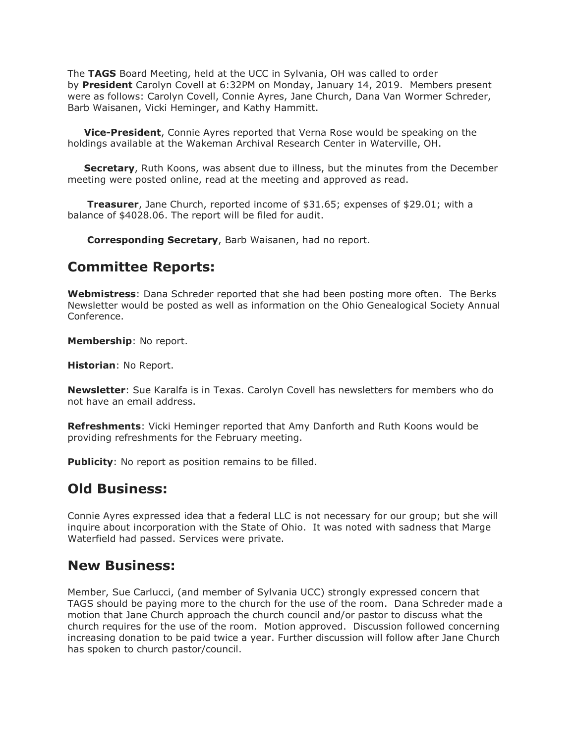The **TAGS** Board Meeting, held at the UCC in Sylvania, OH was called to order by **President** Carolyn Covell at 6:32PM on Monday, January 14, 2019. Members present were as follows: Carolyn Covell, Connie Ayres, Jane Church, Dana Van Wormer Schreder, Barb Waisanen, Vicki Heminger, and Kathy Hammitt.

**Vice-President**, Connie Ayres reported that Verna Rose would be speaking on the holdings available at the Wakeman Archival Research Center in Waterville, OH.

**Secretary**, Ruth Koons, was absent due to illness, but the minutes from the December meeting were posted online, read at the meeting and approved as read.

**Treasurer**, Jane Church, reported income of $31.65; expenses of $29.01; with a balance of $4028.06. The report will be filed for audit.

**Corresponding Secretary**, Barb Waisanen, had no report.

## Committee Reports:

**Webmistress**: Dana Schreder reported that she had been posting more often. The Berks Newsletter would be posted as well as information on the Ohio Genealogical Society Annual Conference.

**Membership**: No report.

**Historian**: No Report.

**Newsletter**: Sue Karalfa is in Texas. Carolyn Covell has newsletters for members who do not have an email address.

**Refreshments**: Vicki Heminger reported that Amy Danforth and Ruth Koons would be providing refreshments for the February meeting.

**Publicity**: No report as position remains to be filled.

## Old Business:

Connie Ayres expressed idea that a federal LLC is not necessary for our group; but she will inquire about incorporation with the State of Ohio. It was noted with sadness that Marge Waterfield had passed. Services were private.

## New Business:

Member, Sue Carlucci, (and member of Sylvania UCC) strongly expressed concern that TAGS should be paying more to the church for the use of the room. Dana Schreder made a motion that Jane Church approach the church council and/or pastor to discuss what the church requires for the use of the room. Motion approved. Discussion followed concerning increasing donation to be paid twice a year. Further discussion will follow after Jane Church has spoken to church pastor/council.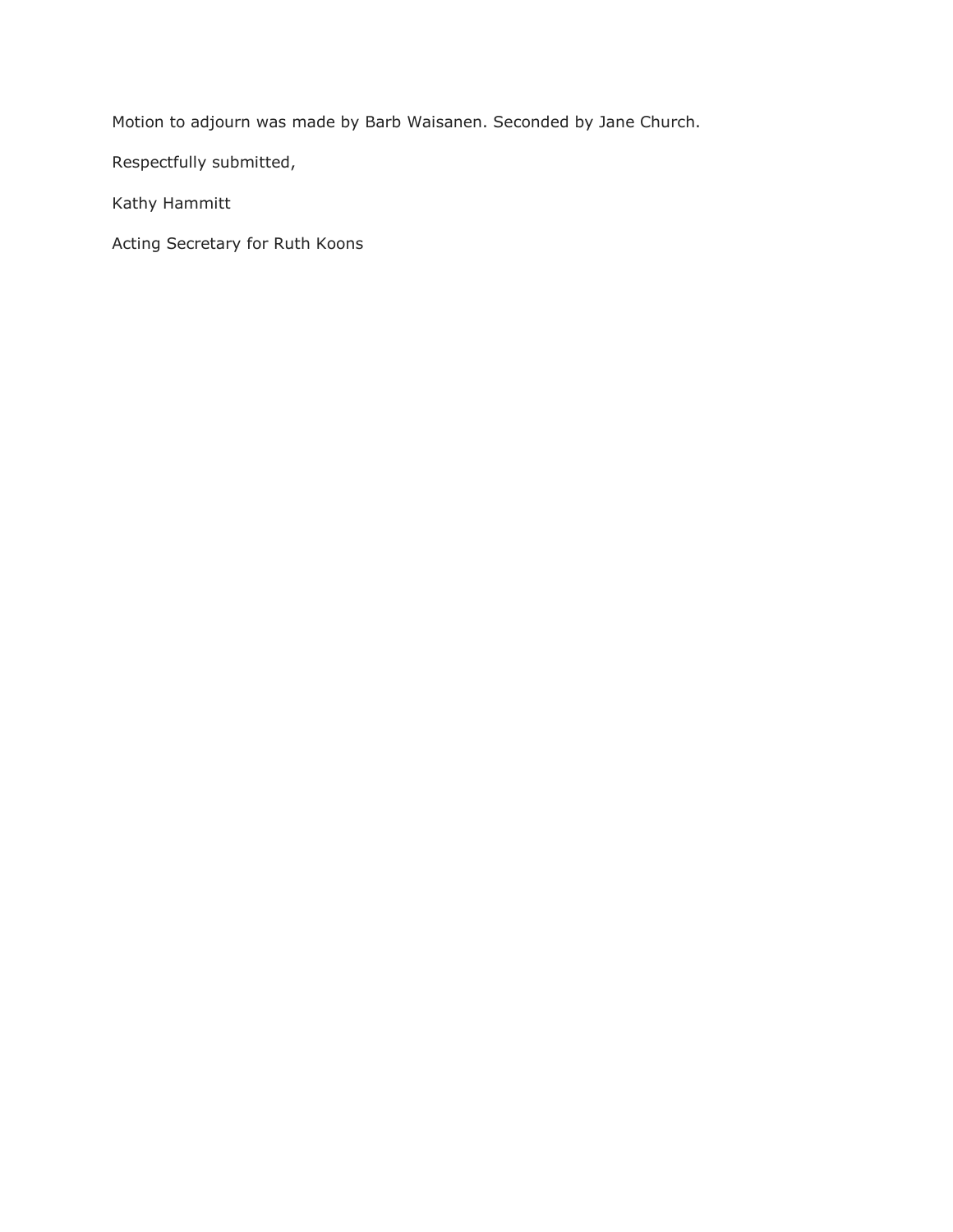Motion to adjourn was made by Barb Waisanen. Seconded by Jane Church.

Respectfully submitted,

Kathy Hammitt

Acting Secretary for Ruth Koons